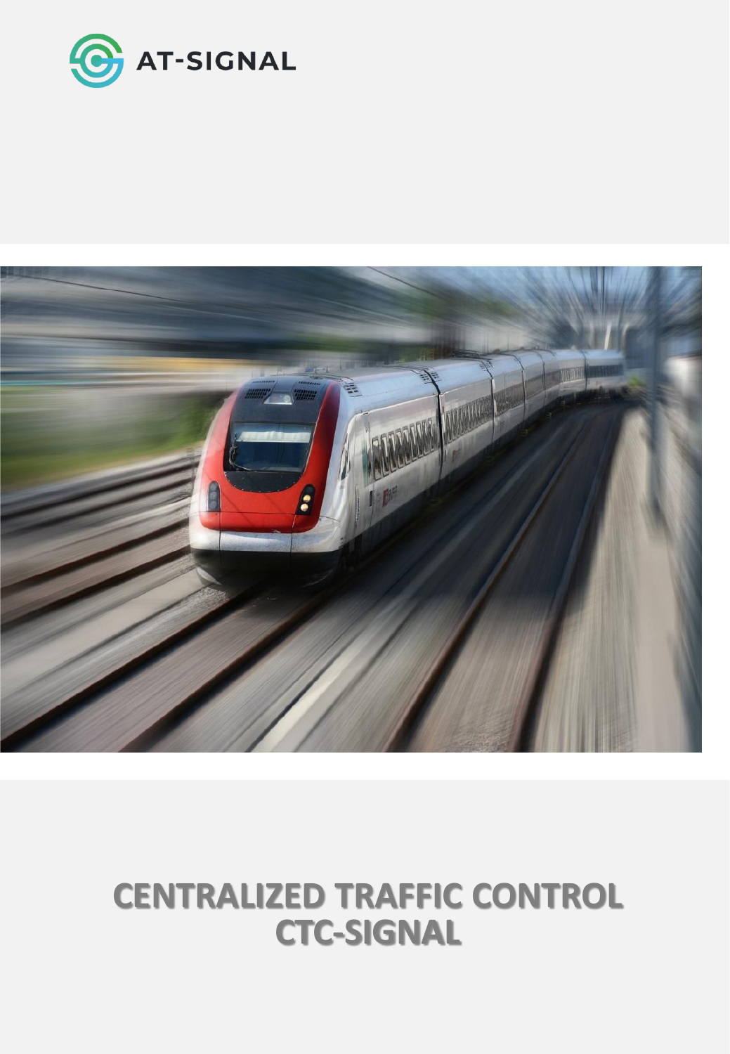AT-SIGNAL

# CENTRALIZED TRAFFIC CONTROL CTC-SIGNAL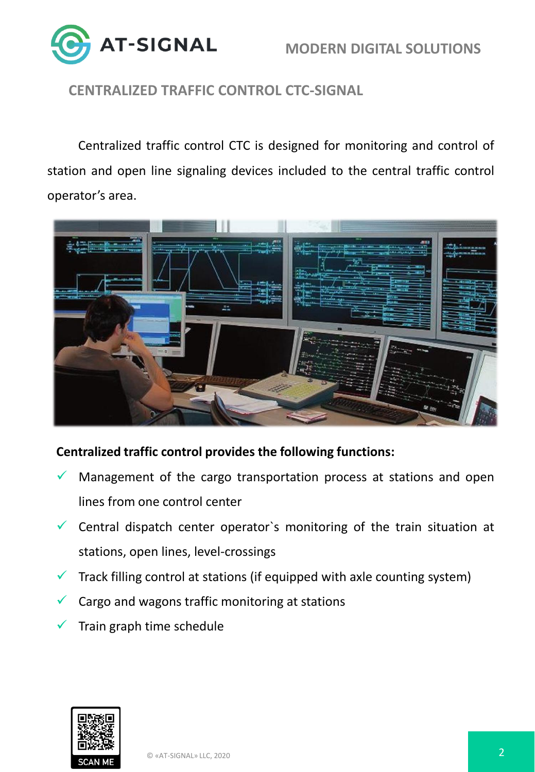## CENTRALIZED TRAFFIC CONTROL CTC-SIGNAL

Centralized traffic control CTC is designed for monitoring and control of station and open line signaling devices included to the central traffic control operator's area.

**Centralized traffic control provides the following functions:**

- ✓ Management of the cargo transportation process at stations and open lines from one control center
- ✓ Central dispatch center operator`s monitoring of the train situation at stations, open lines, level-crossings
- ✓ Track filling control at stations (if equipped with axle counting system)
- ✓ Cargo and wagons traffic monitoring at stations
- ✓ Train graph time schedule

SCAN ME

© «AT-SIGNAL» LLC, 2020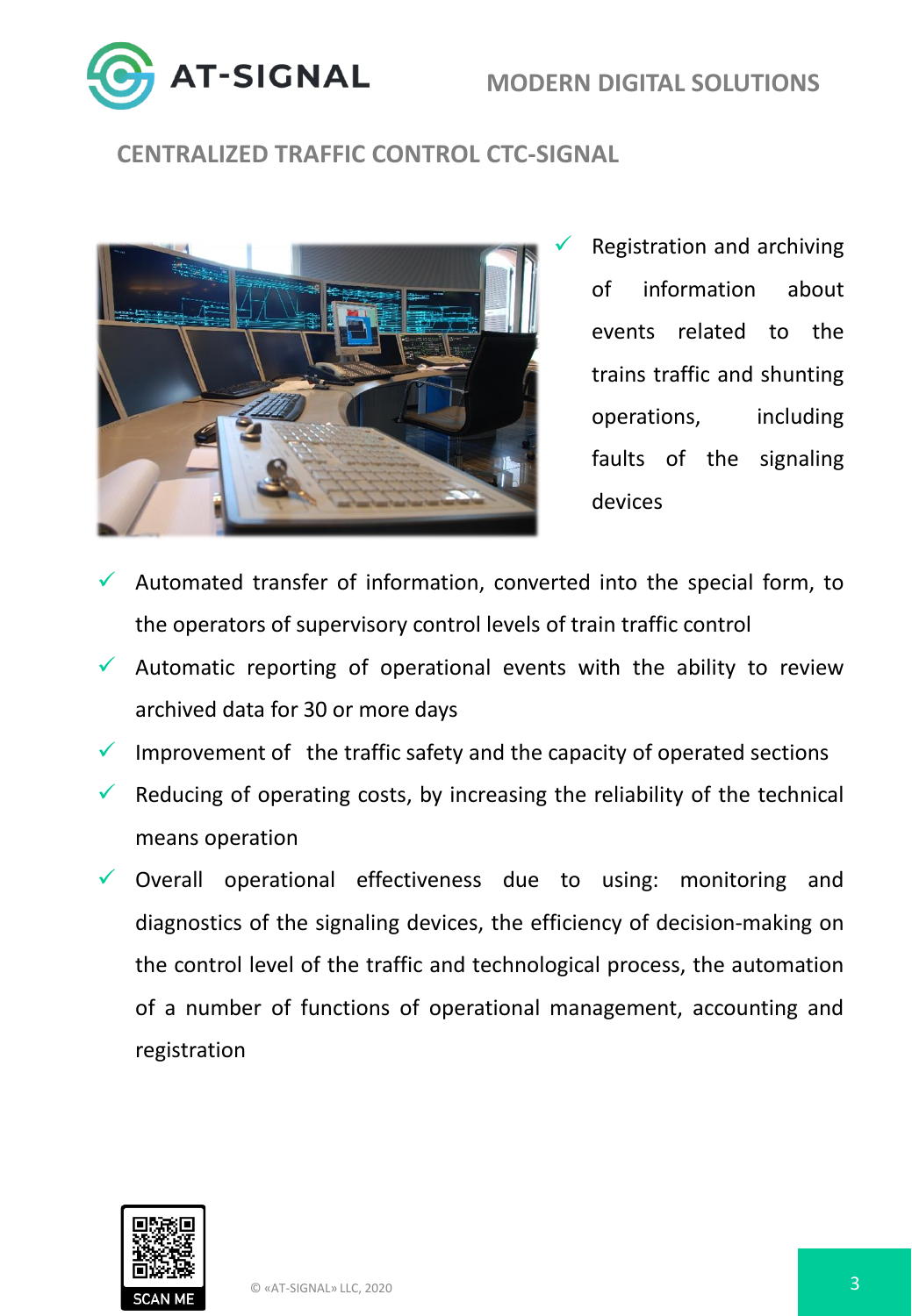## CENTRALIZED TRAFFIC CONTROL CTC-SIGNAL

- Registration and archiving of information about events related to the trains traffic and shunting operations, including faults of the signaling devices
- Automated transfer of information, converted into the special form, to the operators of supervisory control levels of train traffic control
- Automatic reporting of operational events with the ability to review archived data for 30 or more days
- Improvement of the traffic safety and the capacity of operated sections
- Reducing of operating costs, by increasing the reliability of the technical means operation
- Overall operational effectiveness due to using: monitoring and diagnostics of the signaling devices, the efficiency of decision-making on the control level of the traffic and technological process, the automation of a number of functions of operational management, accounting and registration

SCAN ME

© «AT-SIGNAL» LLC, 2020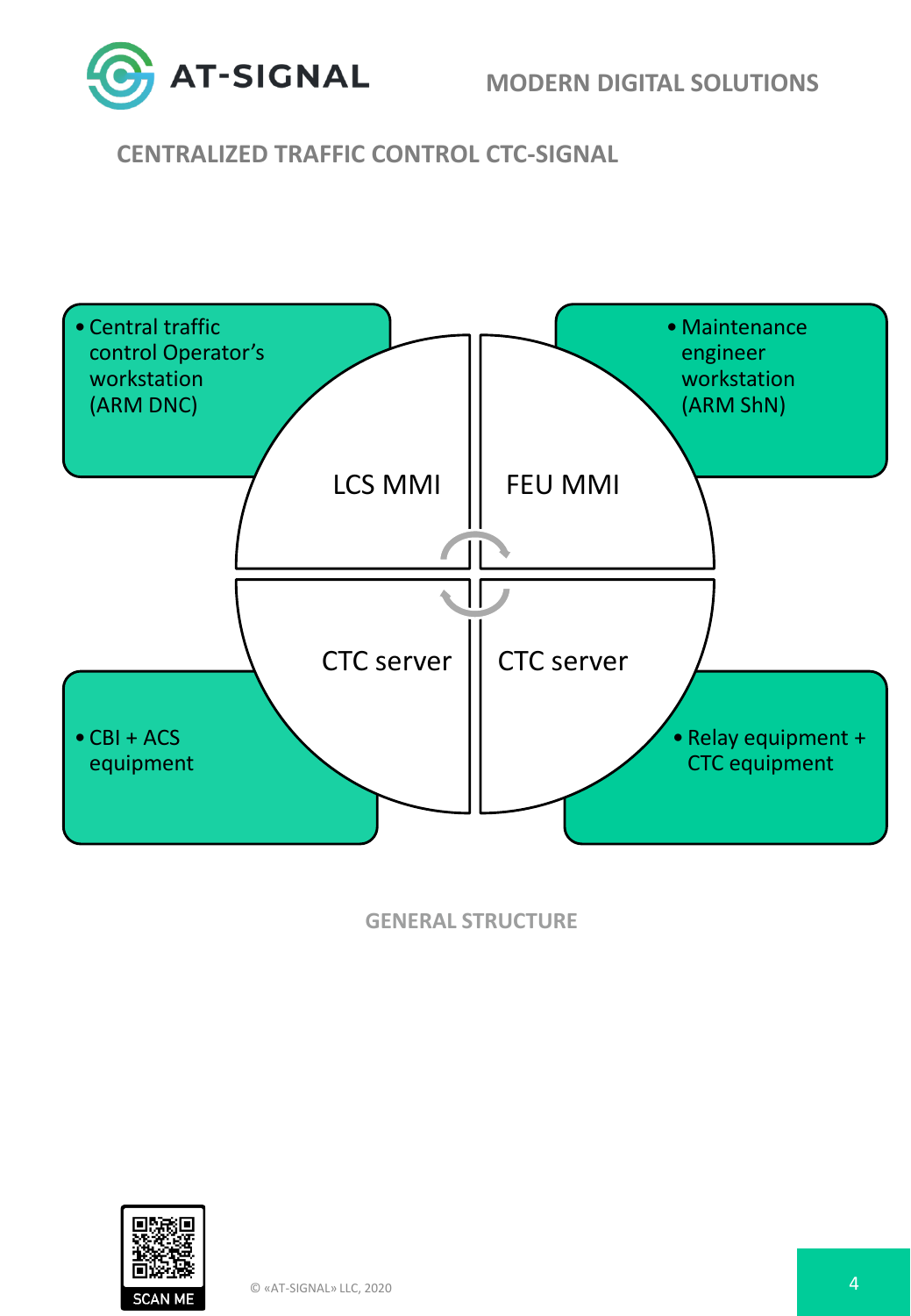## CENTRALIZED TRAFFIC CONTROL CTC-SIGNAL

- Central traffic control Operator's workstation (ARM DNC)

- Maintenance engineer workstation (ARM ShN)

LCS MMI

FEU MMI

CTC server

CTC server

- CBI + ACS equipment

- Relay equipment + CTC equipment

GENERAL STRUCTURE

SCAN ME

© «AT-SIGNAL» LLC, 2020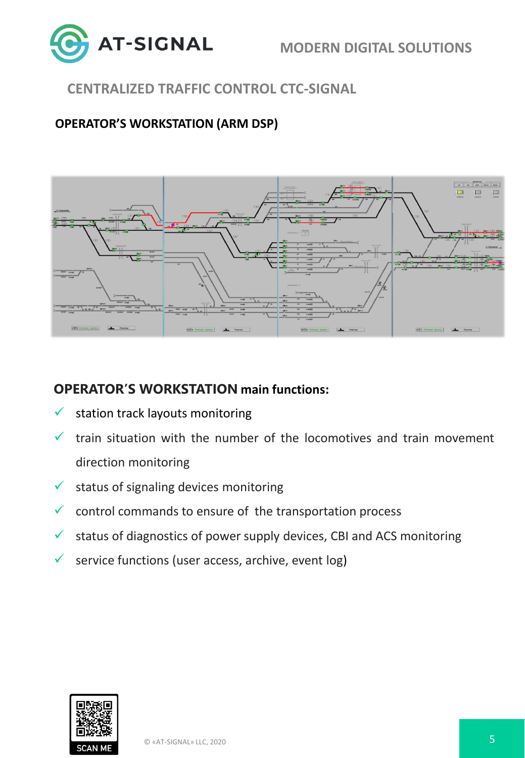## CENTRALIZED TRAFFIC CONTROL CTC-SIGNAL

### OPERATOR'S WORKSTATION (ARM DSP)

**OPERATOR'S WORKSTATION main functions:**

- ✓ station track layouts monitoring
- ✓ train situation with the number of the locomotives and train movement direction monitoring
- ✓ status of signaling devices monitoring
- ✓ control commands to ensure of the transportation process
- ✓ status of diagnostics of power supply devices, CBI and ACS monitoring
- ✓ service functions (user access, archive, event log)

SCAN ME

© «AT-SIGNAL» LLC, 2020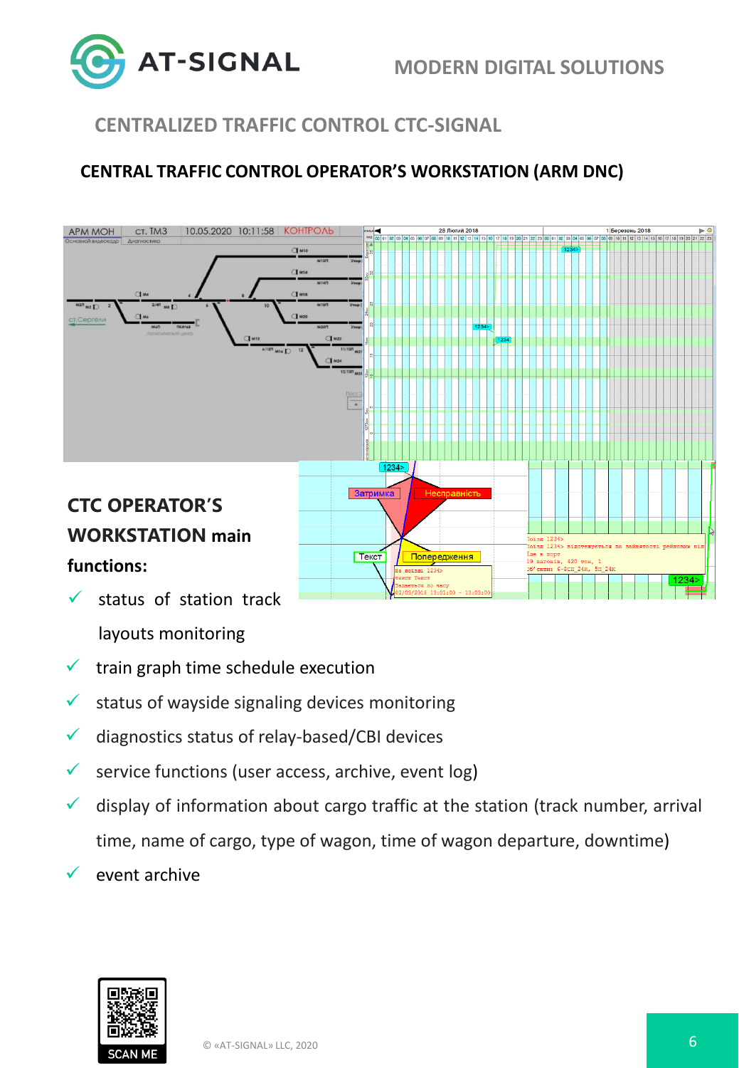## CENTRALIZED TRAFFIC CONTROL CTC-SIGNAL

### CENTRAL TRAFFIC CONTROL OPERATOR'S WORKSTATION (ARM DNC)

**CTC OPERATOR'S WORKSTATION main functions:**

- status of station track layouts monitoring
- train graph time schedule execution
- status of wayside signaling devices monitoring
- diagnostics status of relay-based/CBI devices
- service functions (user access, archive, event log)
- display of information about cargo traffic at the station (track number, arrival time, name of cargo, type of wagon, time of wagon departure, downtime)
- event archive

SCAN ME

© «AT-SIGNAL» LLC, 2020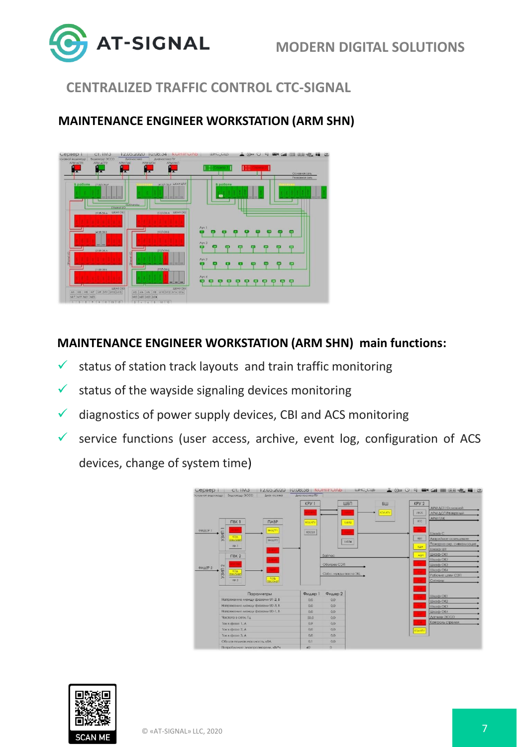## CENTRALIZED TRAFFIC CONTROL CTC-SIGNAL

### MAINTENANCE ENGINEER WORKSTATION (ARM SHN)

### MAINTENANCE ENGINEER WORKSTATION (ARM SHN) main functions:

- status of station track layouts and train traffic monitoring
- status of the wayside signaling devices monitoring
- diagnostics of power supply devices, CBI and ACS monitoring
- service functions (user access, archive, event log, configuration of ACS devices, change of system time)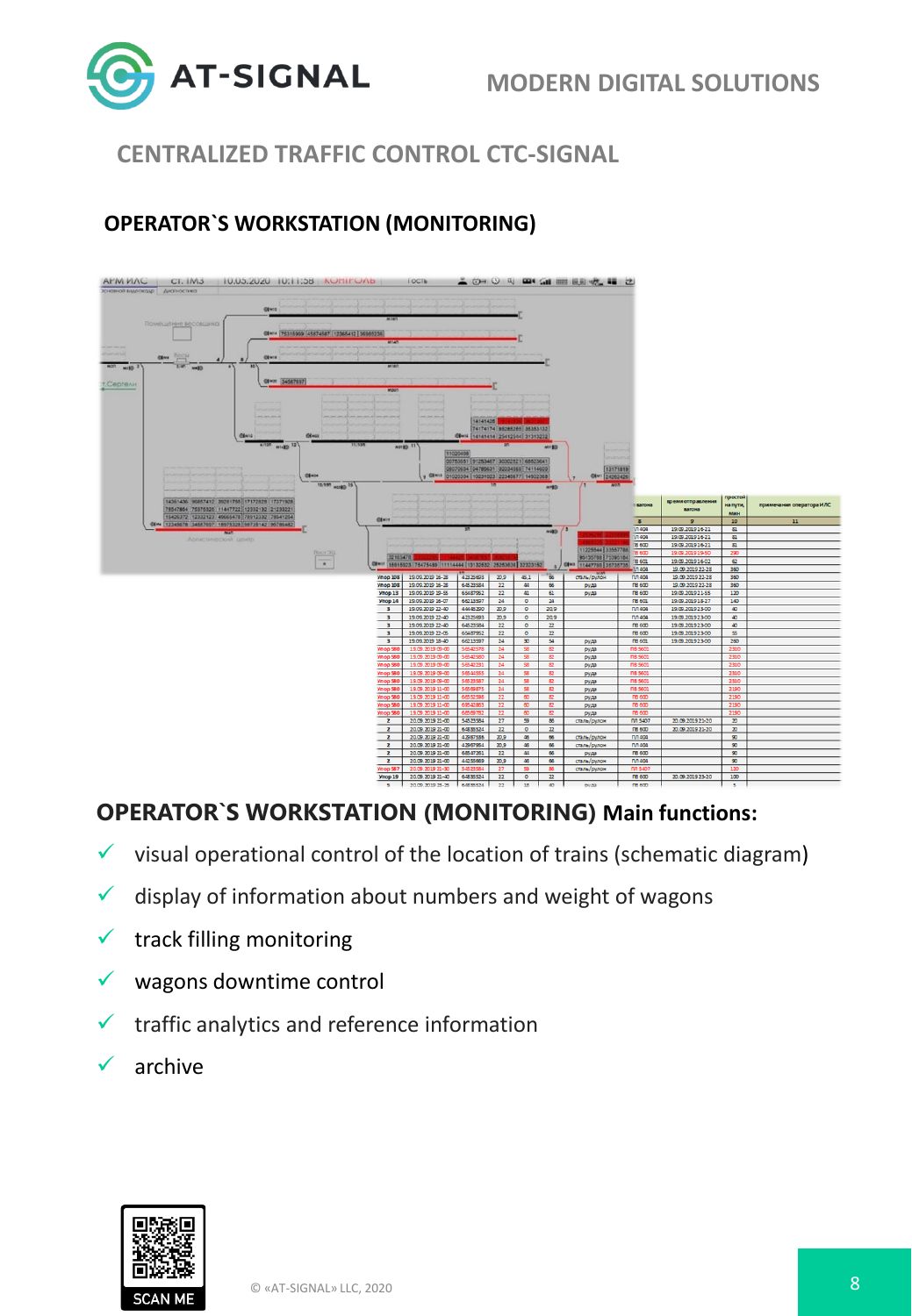# CENTRALIZED TRAFFIC CONTROL CTC-SIGNAL

## OPERATOR`S WORKSTATION (MONITORING)

## OPERATOR`S WORKSTATION (MONITORING) Main functions:

- ✓ visual operational control of the location of trains (schematic diagram)
- ✓ display of information about numbers and weight of wagons
- ✓ track filling monitoring
- ✓ wagons downtime control
- ✓ traffic analytics and reference information
- ✓ archive

SCAN ME

© «AT-SIGNAL» LLC, 2020